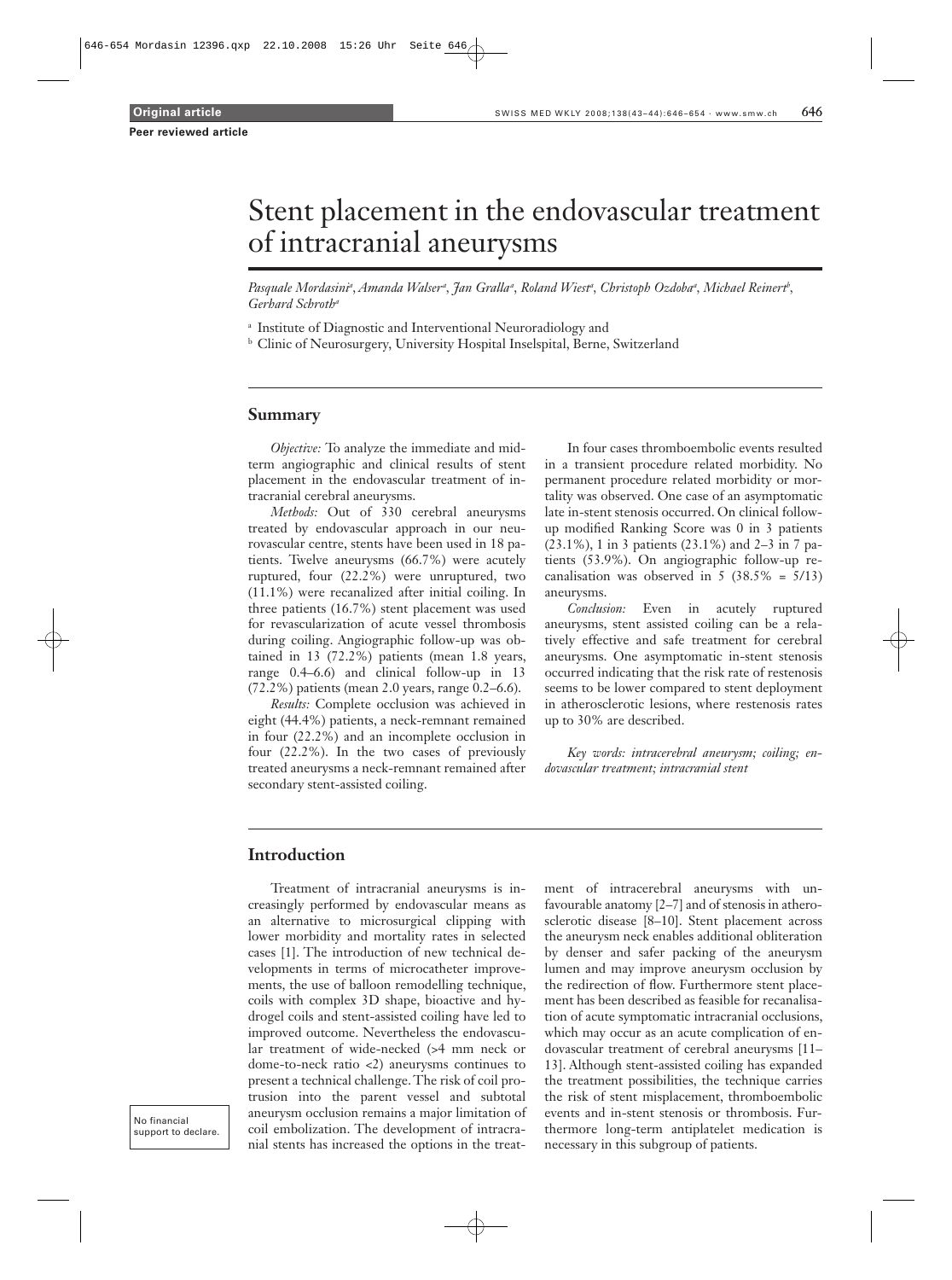**Original article**

**Peer reviewed article**

# Stent placement in the endovascular treatment of intracranial aneurysms

*Pasquale Mordasini[a], Amanda Walser[a], Jan Gralla[a], Roland Wiest[a], Christoph Ozdoba[a], Michael Reinert[b], Gerhard Schroth[a]*

[a] Institute of Diagnostic and Interventional Neuroradiology and

[b] Clinic of Neurosurgery, University Hospital Inselspital, Berne, Switzerland

## Summary

*Objective:* To analyze the immediate and mid-term angiographic and clinical results of stent placement in the endovascular treatment of intracranial cerebral aneurysms.

*Methods:* Out of 330 cerebral aneurysms treated by endovascular approach in our neurovascular centre, stents have been used in 18 patients. Twelve aneurysms (66.7%) were acutely ruptured, four (22.2%) were unruptured, two (11.1%) were recanalized after initial coiling. In three patients (16.7%) stent placement was used for revascularization of acute vessel thrombosis during coiling. Angiographic follow-up was obtained in 13 (72.2%) patients (mean 1.8 years, range 0.4–6.6) and clinical follow-up in 13 (72.2%) patients (mean 2.0 years, range 0.2–6.6).

*Results:* Complete occlusion was achieved in eight (44.4%) patients, a neck-remnant remained in four (22.2%) and an incomplete occlusion in four (22.2%). In the two cases of previously treated aneurysms a neck-remnant remained after secondary stent-assisted coiling.

In four cases thromboembolic events resulted in a transient procedure related morbidity. No permanent procedure related morbidity or mortality was observed. One case of an asymptomatic late in-stent stenosis occurred. On clinical follow-up modified Ranking Score was 0 in 3 patients (23.1%), 1 in 3 patients (23.1%) and 2–3 in 7 patients (53.9%). On angiographic follow-up recanalisation was observed in 5 (38.5% = 5/13) aneurysms.

*Conclusion:* Even in acutely ruptured aneurysms, stent assisted coiling can be a relatively effective and safe treatment for cerebral aneurysms. One asymptomatic in-stent stenosis occurred indicating that the risk rate of restenosis seems to be lower compared to stent deployment in atherosclerotic lesions, where restenosis rates up to 30% are described.

*Key words: intracerebral aneurysm; coiling; endovascular treatment; intracranial stent*

## Introduction

Treatment of intracranial aneurysms is increasingly performed by endovascular means as an alternative to microsurgical clipping with lower morbidity and mortality rates in selected cases [1]. The introduction of new technical developments in terms of microcatheter improvements, the use of balloon remodelling technique, coils with complex 3D shape, bioactive and hydrogel coils and stent-assisted coiling have led to improved outcome. Nevertheless the endovascular treatment of wide-necked (>4 mm neck or dome-to-neck ratio <2) aneurysms continues to present a technical challenge. The risk of coil protrusion into the parent vessel and subtotal aneurysm occlusion remains a major limitation of coil embolization. The development of intracranial stents has increased the options in the treatment of intracerebral aneurysms with unfavourable anatomy [2–7] and of stenosis in atherosclerotic disease [8–10]. Stent placement across the aneurysm neck enables additional obliteration by denser and safer packing of the aneurysm lumen and may improve aneurysm occlusion by the redirection of flow. Furthermore stent placement has been described as feasible for recanalisation of acute symptomatic intracranial occlusions, which may occur as an acute complication of endovascular treatment of cerebral aneurysms [11–13]. Although stent-assisted coiling has expanded the treatment possibilities, the technique carries the risk of stent misplacement, thromboembolic events and in-stent stenosis or thrombosis. Furthermore long-term antiplatelet medication is necessary in this subgroup of patients.

No financial support to declare.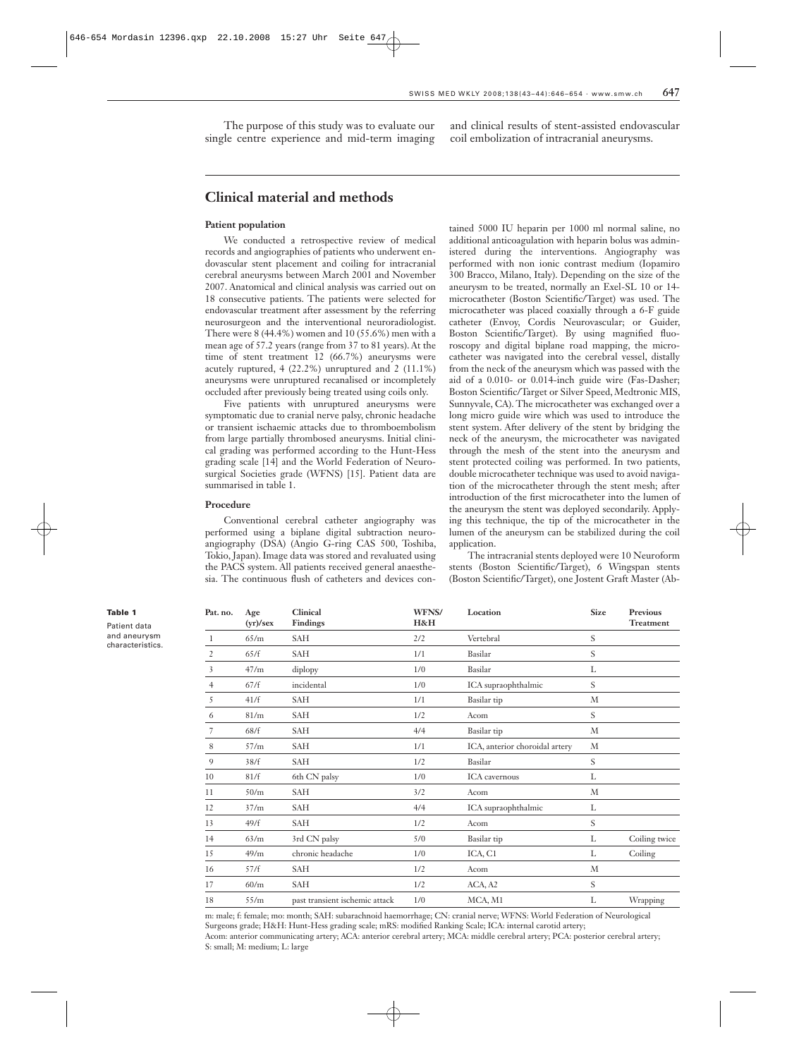The purpose of this study was to evaluate our single centre experience and mid-term imaging and clinical results of stent-assisted endovascular coil embolization of intracranial aneurysms.

## Clinical material and methods

### Patient population

We conducted a retrospective review of medical records and angiographies of patients who underwent endovascular stent placement and coiling for intracranial cerebral aneurysms between March 2001 and November 2007. Anatomical and clinical analysis was carried out on 18 consecutive patients. The patients were selected for endovascular treatment after assessment by the referring neurosurgeon and the interventional neuroradiologist. There were 8 (44.4%) women and 10 (55.6%) men with a mean age of 57.2 years (range from 37 to 81 years). At the time of stent treatment 12 (66.7%) aneurysms were acutely ruptured, 4 (22.2%) unruptured and 2 (11.1%) aneurysms were unruptured recanalised or incompletely occluded after previously being treated using coils only.

Five patients with unruptured aneurysms were symptomatic due to cranial nerve palsy, chronic headache or transient ischaemic attacks due to thromboembolism from large partially thrombosed aneurysms. Initial clinical grading was performed according to the Hunt-Hess grading scale [14] and the World Federation of Neurosurgical Societies grade (WFNS) [15]. Patient data are summarised in table 1.

### Procedure

Conventional cerebral catheter angiography was performed using a biplane digital subtraction neuroangiography (DSA) (Angio G-ring CAS 500, Toshiba, Tokio, Japan). Image data was stored and revaluated using the PACS system. All patients received general anaesthesia. The continuous flush of catheters and devices contained 5000 IU heparin per 1000 ml normal saline, no additional anticoagulation with heparin bolus was administered during the interventions. Angiography was performed with non ionic contrast medium (Iopamiro 300 Bracco, Milano, Italy). Depending on the size of the aneurysm to be treated, normally an Exel-SL 10 or 14-microcatheter (Boston Scientific/Target) was used. The microcatheter was placed coaxially through a 6-F guide catheter (Envoy, Cordis Neurovascular; or Guider, Boston Scientific/Target). By using magnified fluoroscopy and digital biplane road mapping, the microcatheter was navigated into the cerebral vessel, distally from the neck of the aneurysm which was passed with the aid of a 0.010- or 0.014-inch guide wire (Fas-Dasher; Boston Scientific/Target or Silver Speed, Medtronic MIS, Sunnyvale, CA). The microcatheter was exchanged over a long micro guide wire which was used to introduce the stent system. After delivery of the stent by bridging the neck of the aneurysm, the microcatheter was navigated through the mesh of the stent into the aneurysm and stent protected coiling was performed. In two patients, double microcatheter technique was used to avoid navigation of the microcatheter through the stent mesh; after introduction of the first microcatheter into the lumen of the aneurysm the stent was deployed secondarily. Applying this technique, the tip of the microcatheter in the lumen of the aneurysm can be stabilized during the coil application.

The intracranial stents deployed were 10 Neuroform stents (Boston Scientific/Target), 6 Wingspan stents (Boston Scientific/Target), one Jostent Graft Master (Ab-

**Table 1**
Patient data and aneurysm characteristics.

| Pat. no. | Age (yr)/sex | Clinical Findings | WFNS/ H&H | Location | Size | Previous Treatment |
|---|---|---|---|---|---|---|
| 1 | 65/m | SAH | 2/2 | Vertebral | S | |
| 2 | 65/f | SAH | 1/1 | Basilar | S | |
| 3 | 47/m | diplopy | 1/0 | Basilar | L | |
| 4 | 67/f | incidental | 1/0 | ICA supraophthalmic | S | |
| 5 | 41/f | SAH | 1/1 | Basilar tip | M | |
| 6 | 81/m | SAH | 1/2 | Acom | S | |
| 7 | 68/f | SAH | 4/4 | Basilar tip | M | |
| 8 | 57/m | SAH | 1/1 | ICA, anterior choroidal artery | M | |
| 9 | 38/f | SAH | 1/2 | Basilar | S | |
| 10 | 81/f | 6th CN palsy | 1/0 | ICA cavernous | L | |
| 11 | 50/m | SAH | 3/2 | Acom | M | |
| 12 | 37/m | SAH | 4/4 | ICA supraophthalmic | L | |
| 13 | 49/f | SAH | 1/2 | Acom | S | |
| 14 | 63/m | 3rd CN palsy | 5/0 | Basilar tip | L | Coiling twice |
| 15 | 49/m | chronic headache | 1/0 | ICA, C1 | L | Coiling |
| 16 | 57/f | SAH | 1/2 | Acom | M | |
| 17 | 60/m | SAH | 1/2 | ACA, A2 | S | |
| 18 | 55/m | past transient ischemic attack | 1/0 | MCA, M1 | L | Wrapping |

m: male; f: female; mo: month; SAH: subarachnoid haemorrhage; CN: cranial nerve; WFNS: World Federation of Neurological Surgeons grade; H&H: Hunt-Hess grading scale; mRS: modified Ranking Scale; ICA: internal carotid artery; Acom: anterior communicating artery; ACA: anterior cerebral artery; MCA: middle cerebral artery; PCA: posterior cerebral artery; S: small; M: medium; L: large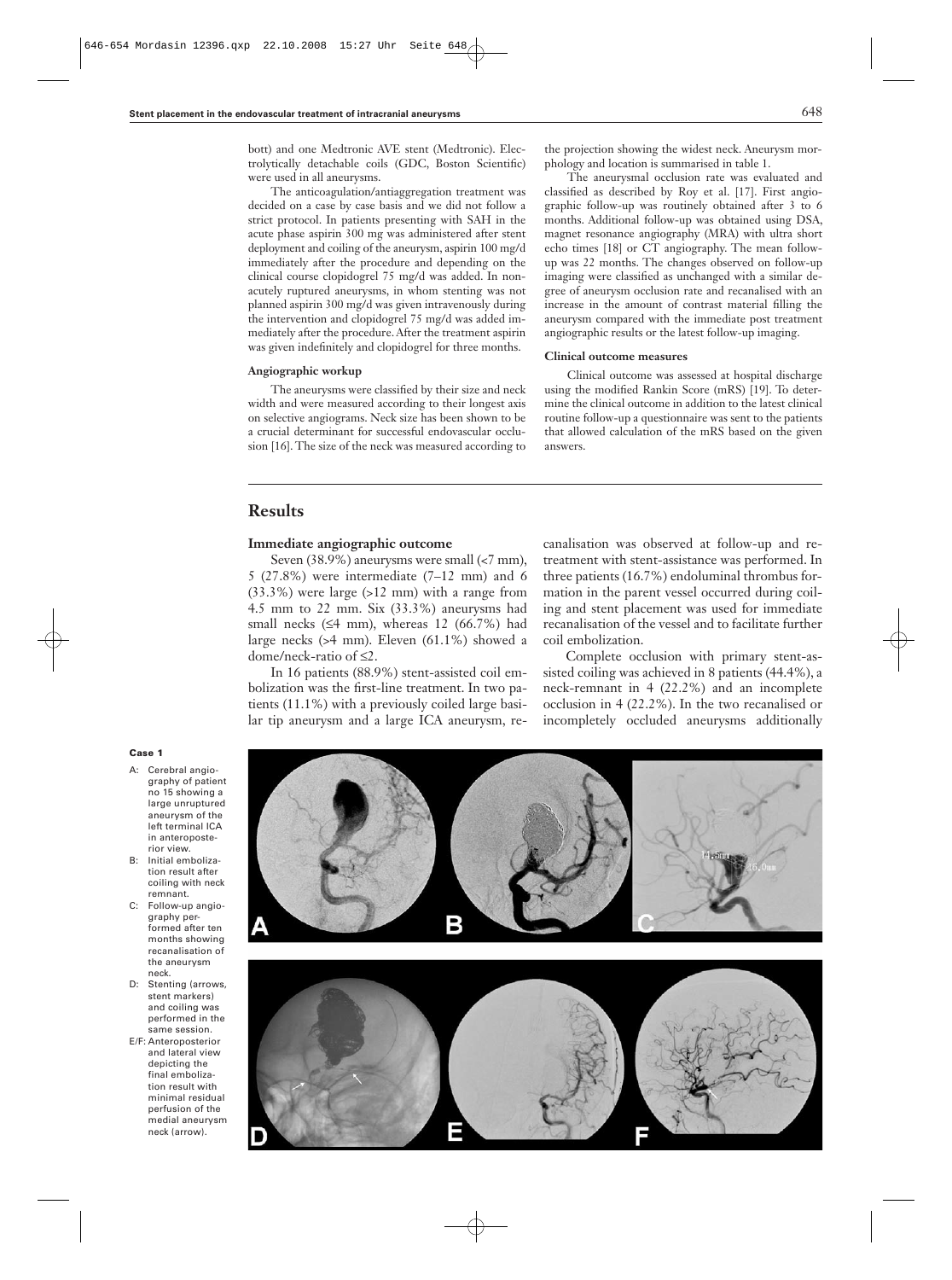bott) and one Medtronic AVE stent (Medtronic). Electrolytically detachable coils (GDC, Boston Scientific) were used in all aneurysms.

The anticoagulation/antiaggregation treatment was decided on a case by case basis and we did not follow a strict protocol. In patients presenting with SAH in the acute phase aspirin 300 mg was administered after stent deployment and coiling of the aneurysm, aspirin 100 mg/d immediately after the procedure and depending on the clinical course clopidogrel 75 mg/d was added. In non-acutely ruptured aneurysms, in whom stenting was not planned aspirin 300 mg/d was given intravenously during the intervention and clopidogrel 75 mg/d was added immediately after the procedure. After the treatment aspirin was given indefinitely and clopidogrel for three months.

**Angiographic workup**

The aneurysms were classified by their size and neck width and were measured according to their longest axis on selective angiograms. Neck size has been shown to be a crucial determinant for successful endovascular occlusion [16]. The size of the neck was measured according to the projection showing the widest neck. Aneurysm morphology and location is summarised in table 1.

The aneurysmal occlusion rate was evaluated and classified as described by Roy et al. [17]. First angiographic follow-up was routinely obtained after 3 to 6 months. Additional follow-up was obtained using DSA, magnet resonance angiography (MRA) with ultra short echo times [18] or CT angiography. The mean follow-up was 22 months. The changes observed on follow-up imaging were classified as unchanged with a similar degree of aneurysm occlusion rate and recanalised with an increase in the amount of contrast material filling the aneurysm compared with the immediate post treatment angiographic results or the latest follow-up imaging.

**Clinical outcome measures**

Clinical outcome was assessed at hospital discharge using the modified Rankin Score (mRS) [19]. To determine the clinical outcome in addition to the latest clinical routine follow-up a questionnaire was sent to the patients that allowed calculation of the mRS based on the given answers.

## Results

**Immediate angiographic outcome**

Seven (38.9%) aneurysms were small (<7 mm), 5 (27.8%) were intermediate (7–12 mm) and 6 (33.3%) were large (>12 mm) with a range from 4.5 mm to 22 mm. Six (33.3%) aneurysms had small necks (≤4 mm), whereas 12 (66.7%) had large necks (>4 mm). Eleven (61.1%) showed a dome/neck-ratio of ≤2.

In 16 patients (88.9%) stent-assisted coil embolization was the first-line treatment. In two patients (11.1%) with a previously coiled large basilar tip aneurysm and a large ICA aneurysm, recanalisation was observed at follow-up and retreatment with stent-assistance was performed. In three patients (16.7%) endoluminal thrombus formation in the parent vessel occurred during coiling and stent placement was used for immediate recanalisation of the vessel and to facilitate further coil embolization.

Complete occlusion with primary stent-assisted coiling was achieved in 8 patients (44.4%), a neck-remnant in 4 (22.2%) and an incomplete occlusion in 4 (22.2%). In the two recanalised or incompletely occluded aneurysms additionally

**Case 1**

A: Cerebral angiography of patient no 15 showing a large unruptured aneurysm of the left terminal ICA in anteroposterior view.
B: Initial embolization result after coiling with neck remnant.
C: Follow-up angiography performed after ten months showing recanalisation of the aneurysm neck.
D: Stenting (arrows, stent markers) and coiling was performed in the same session.
E/F: Anteroposterior and lateral view depicting the final embolization result with minimal residual perfusion of the medial aneurysm neck (arrow).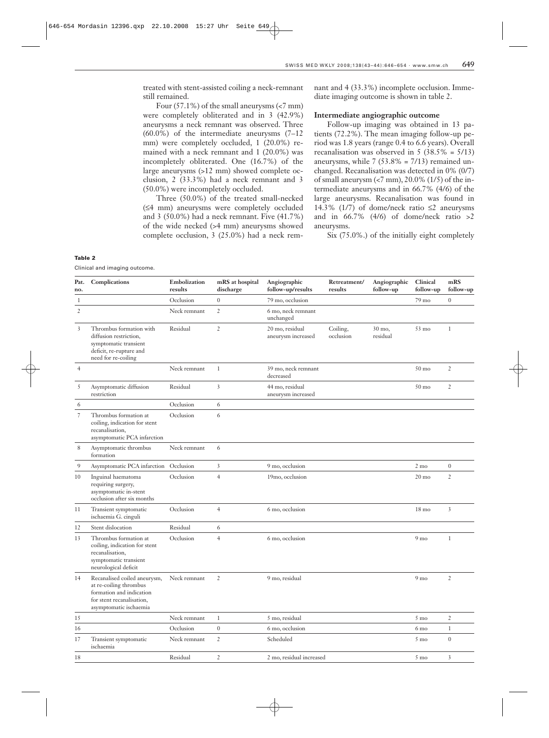treated with stent-assisted coiling a neck-remnant still remained.

Four (57.1%) of the small aneurysms (<7 mm) were completely obliterated and in 3 (42.9%) aneurysms a neck remnant was observed. Three (60.0%) of the intermediate aneurysms (7–12 mm) were completely occluded, 1 (20.0%) remained with a neck remnant and 1 (20.0%) was incompletely obliterated. One (16.7%) of the large aneurysms (>12 mm) showed complete occlusion, 2 (33.3%) had a neck remnant and 3 (50.0%) were incompletely occluded.

Three (50.0%) of the treated small-necked (≤4 mm) aneurysms were completely occluded and 3 (50.0%) had a neck remnant. Five (41.7%) of the wide necked (>4 mm) aneurysms showed complete occlusion, 3 (25.0%) had a neck remnant and 4 (33.3%) incomplete occlusion. Immediate imaging outcome is shown in table 2.

### Intermediate angiographic outcome

Follow-up imaging was obtained in 13 patients (72.2%). The mean imaging follow-up period was 1.8 years (range 0.4 to 6.6 years). Overall recanalisation was observed in 5 (38.5% = 5/13) aneurysms, while 7 (53.8% = 7/13) remained unchanged. Recanalisation was detected in 0% (0/7) of small aneurysm (<7 mm), 20.0% (1/5) of the intermediate aneurysms and in 66.7% (4/6) of the large aneurysms. Recanalisation was found in 14.3% (1/7) of dome/neck ratio ≤2 aneurysms and in 66.7% (4/6) of dome/neck ratio >2 aneurysms.

Six (75.0%.) of the initially eight completely

**Table 2**

Clinical and imaging outcome.

| Pat. no. | Complications | Embolization results | mRS at hospital discharge | Angiographic follow-up/results | Retreatment/ results | Angiographic follow-up | Clinical follow-up | mRS follow-up |
|---|---|---|---|---|---|---|---|---|
| 1 | | Occlusion | 0 | 79 mo, occlusion | | | 79 mo | 0 |
| 2 | | Neck remnant | 2 | 6 mo, neck remnant unchanged | | | | |
| 3 | Thrombus formation with diffusion restriction, symptomatic transient deficit, re-rupture and need for re-coiling | Residual | 2 | 20 mo, residual aneurysm increased | Coiling, occlusion | 30 mo, residual | 53 mo | 1 |
| 4 | | Neck remnant | 1 | 39 mo, neck remnant decreased | | | 50 mo | 2 |
| 5 | Asymptomatic diffusion restriction | Residual | 3 | 44 mo, residual aneurysm increased | | | 50 mo | 2 |
| 6 | | Occlusion | 6 | | | | | |
| 7 | Thrombus formation at coiling, indication for stent recanalisation, asymptomatic PCA infarction | Occlusion | 6 | | | | | |
| 8 | Asymptomatic thrombus formation | Neck remnant | 6 | | | | | |
| 9 | Asymptomatic PCA infarction | Occlusion | 3 | 9 mo, occlusion | | | 2 mo | 0 |
| 10 | Inguinal haematoma requiring surgery, asymptomatic in-stent occlusion after six months | Occlusion | 4 | 19mo, occlusion | | | 20 mo | 2 |
| 11 | Transient symptomatic ischaemia G. cinguli | Occlusion | 4 | 6 mo, occlusion | | | 18 mo | 3 |
| 12 | Stent dislocation | Residual | 6 | | | | | |
| 13 | Thrombus formation at coiling, indication for stent recanalisation, symptomatic transient neurological deficit | Occlusion | 4 | 6 mo, occlusion | | | 9 mo | 1 |
| 14 | Recanalised coiled aneurysm, at re-coiling thrombus formation and indication for stent recanalisation, asymptomatic ischaemia | Neck remnant | 2 | 9 mo, residual | | | 9 mo | 2 |
| 15 | | Neck remnant | 1 | 5 mo, residual | | | 5 mo | 2 |
| 16 | | Occlusion | 0 | 6 mo, occlusion | | | 6 mo | 1 |
| 17 | Transient symptomatic ischaemia | Neck remnant | 2 | Scheduled | | | 5 mo | 0 |
| 18 | | Residual | 2 | 2 mo, residual increased | | | 5 mo | 3 |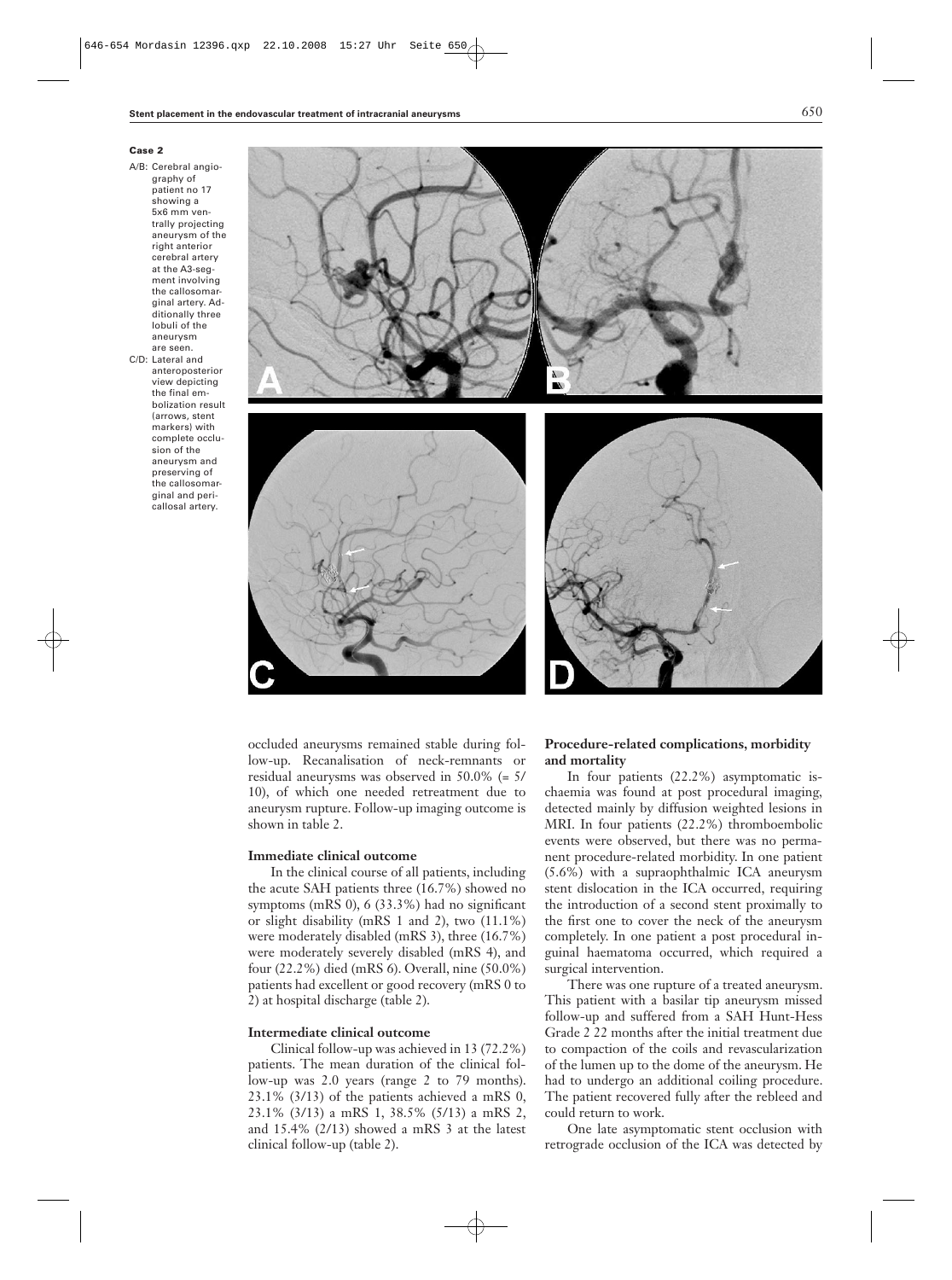**Case 2**

A/B: Cerebral angiography of patient no 17 showing a 5x6 mm ventrally projecting aneurysm of the right anterior cerebral artery at the A3-segment involving the callosomarginal artery. Additionally three lobuli of the aneurysm are seen.

C/D: Lateral and anteroposterior view depicting the final embolization result (arrows, stent markers) with complete occlusion of the aneurysm and preserving of the callosomarginal and pericallosal artery.

occluded aneurysms remained stable during follow-up. Recanalisation of neck-remnants or residual aneurysms was observed in 50.0% (= 5/10), of which one needed retreatment due to aneurysm rupture. Follow-up imaging outcome is shown in table 2.

### Immediate clinical outcome

In the clinical course of all patients, including the acute SAH patients three (16.7%) showed no symptoms (mRS 0), 6 (33.3%) had no significant or slight disability (mRS 1 and 2), two (11.1%) were moderately disabled (mRS 3), three (16.7%) were moderately severely disabled (mRS 4), and four (22.2%) died (mRS 6). Overall, nine (50.0%) patients had excellent or good recovery (mRS 0 to 2) at hospital discharge (table 2).

### Intermediate clinical outcome

Clinical follow-up was achieved in 13 (72.2%) patients. The mean duration of the clinical follow-up was 2.0 years (range 2 to 79 months). 23.1% (3/13) of the patients achieved a mRS 0, 23.1% (3/13) a mRS 1, 38.5% (5/13) a mRS 2, and 15.4% (2/13) showed a mRS 3 at the latest clinical follow-up (table 2).

### Procedure-related complications, morbidity and mortality

In four patients (22.2%) asymptomatic ischaemia was found at post procedural imaging, detected mainly by diffusion weighted lesions in MRI. In four patients (22.2%) thromboembolic events were observed, but there was no permanent procedure-related morbidity. In one patient (5.6%) with a supraophthalmic ICA aneurysm stent dislocation in the ICA occurred, requiring the introduction of a second stent proximally to the first one to cover the neck of the aneurysm completely. In one patient a post procedural inguinal haematoma occurred, which required a surgical intervention.

There was one rupture of a treated aneurysm. This patient with a basilar tip aneurysm missed follow-up and suffered from a SAH Hunt-Hess Grade 2 22 months after the initial treatment due to compaction of the coils and revascularization of the lumen up to the dome of the aneurysm. He had to undergo an additional coiling procedure. The patient recovered fully after the rebleed and could return to work.

One late asymptomatic stent occlusion with retrograde occlusion of the ICA was detected by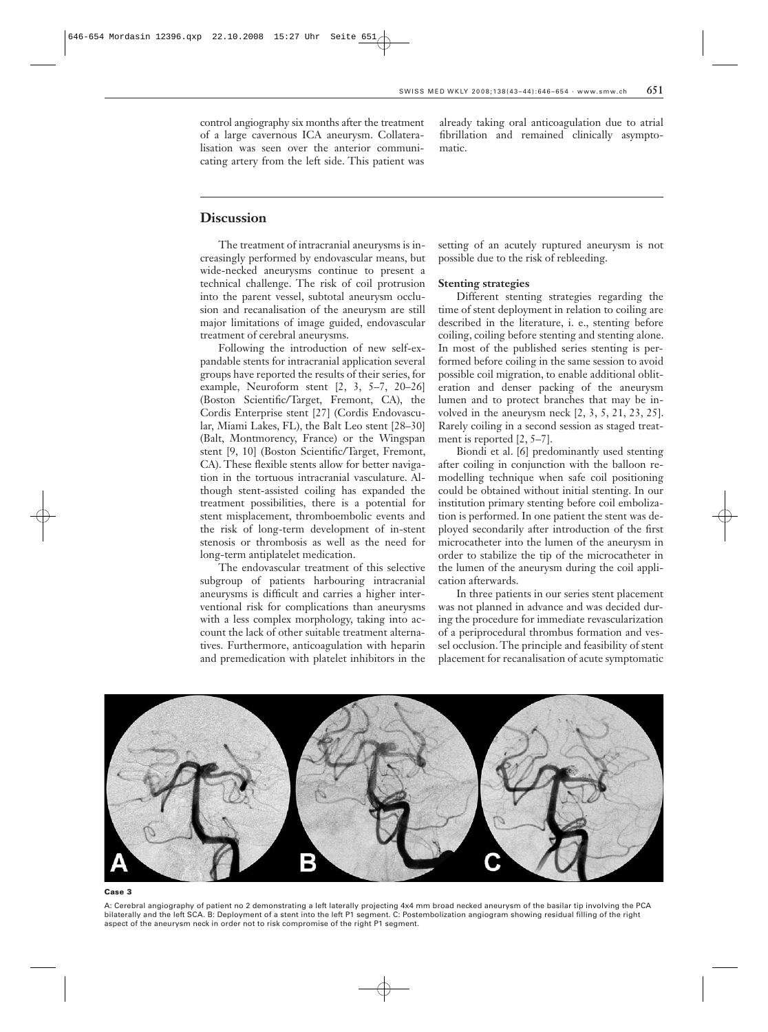control angiography six months after the treatment of a large cavernous ICA aneurysm. Collateralisation was seen over the anterior communicating artery from the left side. This patient was already taking oral anticoagulation due to atrial fibrillation and remained clinically asymptomatic.

## Discussion

The treatment of intracranial aneurysms is increasingly performed by endovascular means, but wide-necked aneurysms continue to present a technical challenge. The risk of coil protrusion into the parent vessel, subtotal aneurysm occlusion and recanalisation of the aneurysm are still major limitations of image guided, endovascular treatment of cerebral aneurysms.

Following the introduction of new self-expandable stents for intracranial application several groups have reported the results of their series, for example, Neuroform stent [2, 3, 5–7, 20–26] (Boston Scientific/Target, Fremont, CA), the Cordis Enterprise stent [27] (Cordis Endovascular, Miami Lakes, FL), the Balt Leo stent [28–30] (Balt, Montmorency, France) or the Wingspan stent [9, 10] (Boston Scientific/Target, Fremont, CA). These flexible stents allow for better navigation in the tortuous intracranial vasculature. Although stent-assisted coiling has expanded the treatment possibilities, there is a potential for stent misplacement, thromboembolic events and the risk of long-term development of in-stent stenosis or thrombosis as well as the need for long-term antiplatelet medication.

The endovascular treatment of this selective subgroup of patients harbouring intracranial aneurysms is difficult and carries a higher interventional risk for complications than aneurysms with a less complex morphology, taking into account the lack of other suitable treatment alternatives. Furthermore, anticoagulation with heparin and premedication with platelet inhibitors in the setting of an acutely ruptured aneurysm is not possible due to the risk of rebleeding.

### Stenting strategies

Different stenting strategies regarding the time of stent deployment in relation to coiling are described in the literature, i. e., stenting before coiling, coiling before stenting and stenting alone. In most of the published series stenting is performed before coiling in the same session to avoid possible coil migration, to enable additional obliteration and denser packing of the aneurysm lumen and to protect branches that may be involved in the aneurysm neck [2, 3, 5, 21, 23, 25]. Rarely coiling in a second session as staged treatment is reported [2, 5–7].

Biondi et al. [6] predominantly used stenting after coiling in conjunction with the balloon remodelling technique when safe coil positioning could be obtained without initial stenting. In our institution primary stenting before coil embolization is performed. In one patient the stent was deployed secondarily after introduction of the first microcatheter into the lumen of the aneurysm in order to stabilize the tip of the microcatheter in the lumen of the aneurysm during the coil application afterwards.

In three patients in our series stent placement was not planned in advance and was decided during the procedure for immediate revascularization of a periprocedural thrombus formation and vessel occlusion. The principle and feasibility of stent placement for recanalisation of acute symptomatic

**Case 3**

A: Cerebral angiography of patient no 2 demonstrating a left laterally projecting 4x4 mm broad necked aneurysm of the basilar tip involving the PCA bilaterally and the left SCA. B: Deployment of a stent into the left P1 segment. C: Postembolization angiogram showing residual filling of the right aspect of the aneurysm neck in order not to risk compromise of the right P1 segment.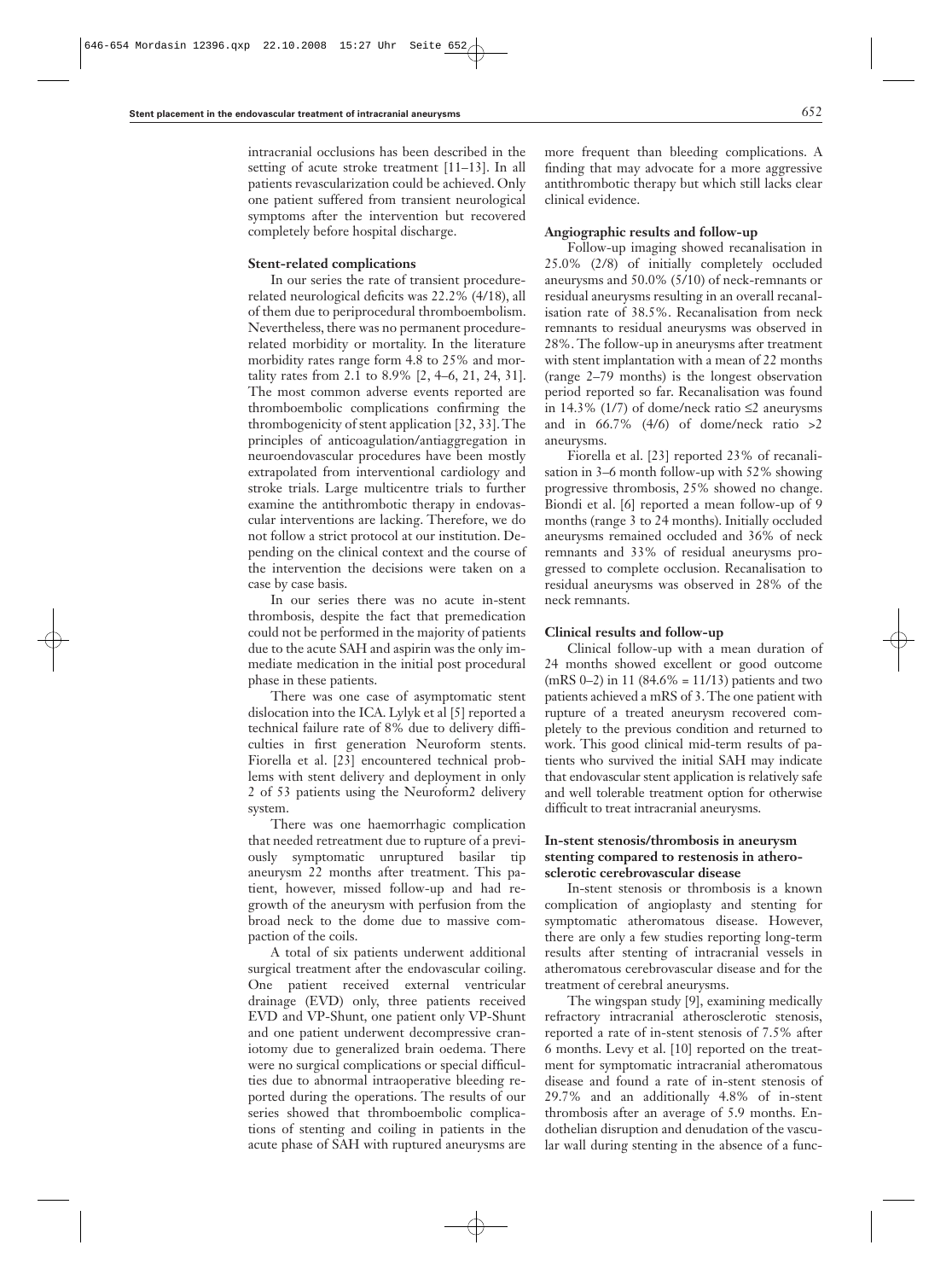intracranial occlusions has been described in the setting of acute stroke treatment [11–13]. In all patients revascularization could be achieved. Only one patient suffered from transient neurological symptoms after the intervention but recovered completely before hospital discharge.

**Stent-related complications**

In our series the rate of transient procedure-related neurological deficits was 22.2% (4/18), all of them due to periprocedural thromboembolism. Nevertheless, there was no permanent procedure-related morbidity or mortality. In the literature morbidity rates range form 4.8 to 25% and mortality rates from 2.1 to 8.9% [2, 4–6, 21, 24, 31]. The most common adverse events reported are thromboembolic complications confirming the thrombogenicity of stent application [32, 33]. The principles of anticoagulation/antiaggregation in neuroendovascular procedures have been mostly extrapolated from interventional cardiology and stroke trials. Large multicentre trials to further examine the antithrombotic therapy in endovascular interventions are lacking. Therefore, we do not follow a strict protocol at our institution. Depending on the clinical context and the course of the intervention the decisions were taken on a case by case basis.

In our series there was no acute in-stent thrombosis, despite the fact that premedication could not be performed in the majority of patients due to the acute SAH and aspirin was the only immediate medication in the initial post procedural phase in these patients.

There was one case of asymptomatic stent dislocation into the ICA. Lylyk et al [5] reported a technical failure rate of 8% due to delivery difficulties in first generation Neuroform stents. Fiorella et al. [23] encountered technical problems with stent delivery and deployment in only 2 of 53 patients using the Neuroform2 delivery system.

There was one haemorrhagic complication that needed retreatment due to rupture of a previously symptomatic unruptured basilar tip aneurysm 22 months after treatment. This patient, however, missed follow-up and had regrowth of the aneurysm with perfusion from the broad neck to the dome due to massive compaction of the coils.

A total of six patients underwent additional surgical treatment after the endovascular coiling. One patient received external ventricular drainage (EVD) only, three patients received EVD and VP-Shunt, one patient only VP-Shunt and one patient underwent decompressive craniotomy due to generalized brain oedema. There were no surgical complications or special difficulties due to abnormal intraoperative bleeding reported during the operations. The results of our series showed that thromboembolic complications of stenting and coiling in patients in the acute phase of SAH with ruptured aneurysms are more frequent than bleeding complications. A finding that may advocate for a more aggressive antithrombotic therapy but which still lacks clear clinical evidence.

**Angiographic results and follow-up**

Follow-up imaging showed recanalisation in 25.0% (2/8) of initially completely occluded aneurysms and 50.0% (5/10) of neck-remnants or residual aneurysms resulting in an overall recanalisation rate of 38.5%. Recanalisation from neck remnants to residual aneurysms was observed in 28%. The follow-up in aneurysms after treatment with stent implantation with a mean of 22 months (range 2–79 months) is the longest observation period reported so far. Recanalisation was found in 14.3% (1/7) of dome/neck ratio ≤2 aneurysms and in 66.7% (4/6) of dome/neck ratio >2 aneurysms.

Fiorella et al. [23] reported 23% of recanalisation in 3–6 month follow-up with 52% showing progressive thrombosis, 25% showed no change. Biondi et al. [6] reported a mean follow-up of 9 months (range 3 to 24 months). Initially occluded aneurysms remained occluded and 36% of neck remnants and 33% of residual aneurysms progressed to complete occlusion. Recanalisation to residual aneurysms was observed in 28% of the neck remnants.

**Clinical results and follow-up**

Clinical follow-up with a mean duration of 24 months showed excellent or good outcome (mRS 0–2) in 11 (84.6% = 11/13) patients and two patients achieved a mRS of 3. The one patient with rupture of a treated aneurysm recovered completely to the previous condition and returned to work. This good clinical mid-term results of patients who survived the initial SAH may indicate that endovascular stent application is relatively safe and well tolerable treatment option for otherwise difficult to treat intracranial aneurysms.

**In-stent stenosis/thrombosis in aneurysm stenting compared to restenosis in atherosclerotic cerebrovascular disease**

In-stent stenosis or thrombosis is a known complication of angioplasty and stenting for symptomatic atheromatous disease. However, there are only a few studies reporting long-term results after stenting of intracranial vessels in atheromatous cerebrovascular disease and for the treatment of cerebral aneurysms.

The wingspan study [9], examining medically refractory intracranial atherosclerotic stenosis, reported a rate of in-stent stenosis of 7.5% after 6 months. Levy et al. [10] reported on the treatment for symptomatic intracranial atheromatous disease and found a rate of in-stent stenosis of 29.7% and an additionally 4.8% of in-stent thrombosis after an average of 5.9 months. Endothelian disruption and denudation of the vascular wall during stenting in the absence of a func-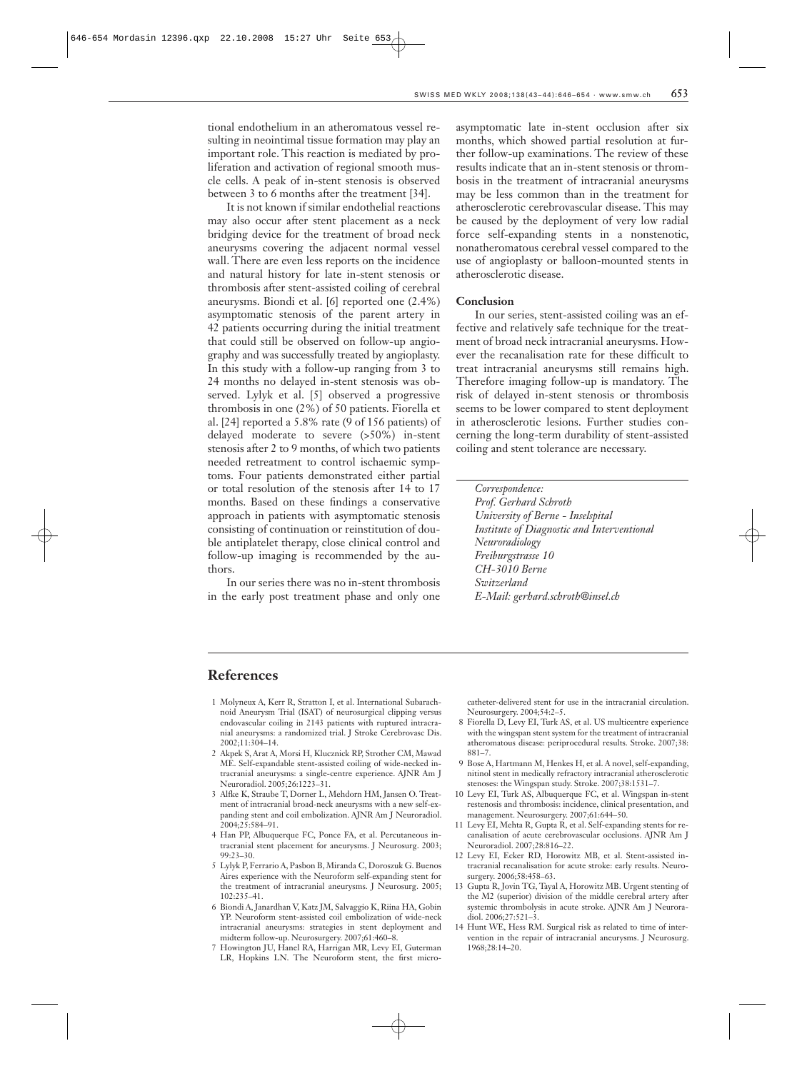tional endothelium in an atheromatous vessel resulting in neointimal tissue formation may play an important role. This reaction is mediated by proliferation and activation of regional smooth muscle cells. A peak of in-stent stenosis is observed between 3 to 6 months after the treatment [34].

It is not known if similar endothelial reactions may also occur after stent placement as a neck bridging device for the treatment of broad neck aneurysms covering the adjacent normal vessel wall. There are even less reports on the incidence and natural history for late in-stent stenosis or thrombosis after stent-assisted coiling of cerebral aneurysms. Biondi et al. [6] reported one (2.4%) asymptomatic stenosis of the parent artery in 42 patients occurring during the initial treatment that could still be observed on follow-up angiography and was successfully treated by angioplasty. In this study with a follow-up ranging from 3 to 24 months no delayed in-stent stenosis was observed. Lylyk et al. [5] observed a progressive thrombosis in one (2%) of 50 patients. Fiorella et al. [24] reported a 5.8% rate (9 of 156 patients) of delayed moderate to severe (>50%) in-stent stenosis after 2 to 9 months, of which two patients needed retreatment to control ischaemic symptoms. Four patients demonstrated either partial or total resolution of the stenosis after 14 to 17 months. Based on these findings a conservative approach in patients with asymptomatic stenosis consisting of continuation or reinstitution of double antiplatelet therapy, close clinical control and follow-up imaging is recommended by the authors.

In our series there was no in-stent thrombosis in the early post treatment phase and only one asymptomatic late in-stent occlusion after six months, which showed partial resolution at further follow-up examinations. The review of these results indicate that an in-stent stenosis or thrombosis in the treatment of intracranial aneurysms may be less common than in the treatment for atherosclerotic cerebrovascular disease. This may be caused by the deployment of very low radial force self-expanding stents in a nonstenotic, nonatheromatous cerebral vessel compared to the use of angioplasty or balloon-mounted stents in atherosclerotic disease.

#### Conclusion

In our series, stent-assisted coiling was an effective and relatively safe technique for the treatment of broad neck intracranial aneurysms. However the recanalisation rate for these difficult to treat intracranial aneurysms still remains high. Therefore imaging follow-up is mandatory. The risk of delayed in-stent stenosis or thrombosis seems to be lower compared to stent deployment in atherosclerotic lesions. Further studies concerning the long-term durability of stent-assisted coiling and stent tolerance are necessary.

*Correspondence:*
*Prof. Gerhard Schroth*
*University of Berne - Inselspital*
*Institute of Diagnostic and Interventional Neuroradiology*
*Freiburgstrasse 10*
*CH-3010 Berne*
*Switzerland*
*E-Mail: gerhard.schroth@insel.ch*

## References

1 Molyneux A, Kerr R, Stratton I, et al. International Subarachnoid Aneurysm Trial (ISAT) of neurosurgical clipping versus endovascular coiling in 2143 patients with ruptured intracranial aneurysms: a randomized trial. J Stroke Cerebrovasc Dis. 2002;11:304–14.

2 Akpek S, Arat A, Morsi H, Klucznick RP, Strother CM, Mawad ME. Self-expandable stent-assisted coiling of wide-necked intracranial aneurysms: a single-centre experience. AJNR Am J Neuroradiol. 2005;26:1223–31.

3 Alfke K, Straube T, Dorner L, Mehdorn HM, Jansen O. Treatment of intracranial broad-neck aneurysms with a new self-expanding stent and coil embolization. AJNR Am J Neuroradiol. 2004;25:584–91.

4 Han PP, Albuquerque FC, Ponce FA, et al. Percutaneous intracranial stent placement for aneurysms. J Neurosurg. 2003; 99:23–30.

5 Lylyk P, Ferrario A, Pasbon B, Miranda C, Doroszuk G. Buenos Aires experience with the Neuroform self-expanding stent for the treatment of intracranial aneurysms. J Neurosurg. 2005; 102:235–41.

6 Biondi A, Janardhan V, Katz JM, Salvaggio K, Riina HA, Gobin YP. Neuroform stent-assisted coil embolization of wide-neck intracranial aneurysms: strategies in stent deployment and midterm follow-up. Neurosurgery. 2007;61:460–8.

7 Howington JU, Hanel RA, Harrigan MR, Levy EI, Guterman LR, Hopkins LN. The Neuroform stent, the first microcatheter-delivered stent for use in the intracranial circulation. Neurosurgery. 2004;54:2–5.

8 Fiorella D, Levy EI, Turk AS, et al. US multicentre experience with the wingspan stent system for the treatment of intracranial atheromatous disease: periprocedural results. Stroke. 2007;38: 881–7.

9 Bose A, Hartmann M, Henkes H, et al. A novel, self-expanding, nitinol stent in medically refractory intracranial atherosclerotic stenoses: the Wingspan study. Stroke. 2007;38:1531–7.

10 Levy EI, Turk AS, Albuquerque FC, et al. Wingspan in-stent restenosis and thrombosis: incidence, clinical presentation, and management. Neurosurgery. 2007;61:644–50.

11 Levy EI, Mehta R, Gupta R, et al. Self-expanding stents for recanalisation of acute cerebrovascular occlusions. AJNR Am J Neuroradiol. 2007;28:816–22.

12 Levy EI, Ecker RD, Horowitz MB, et al. Stent-assisted intracranial recanalisation for acute stroke: early results. Neurosurgery. 2006;58:458–63.

13 Gupta R, Jovin TG, Tayal A, Horowitz MB. Urgent stenting of the M2 (superior) division of the middle cerebral artery after systemic thrombolysis in acute stroke. AJNR Am J Neuroradiol. 2006;27:521–3.

14 Hunt WE, Hess RM. Surgical risk as related to time of intervention in the repair of intracranial aneurysms. J Neurosurg. 1968;28:14–20.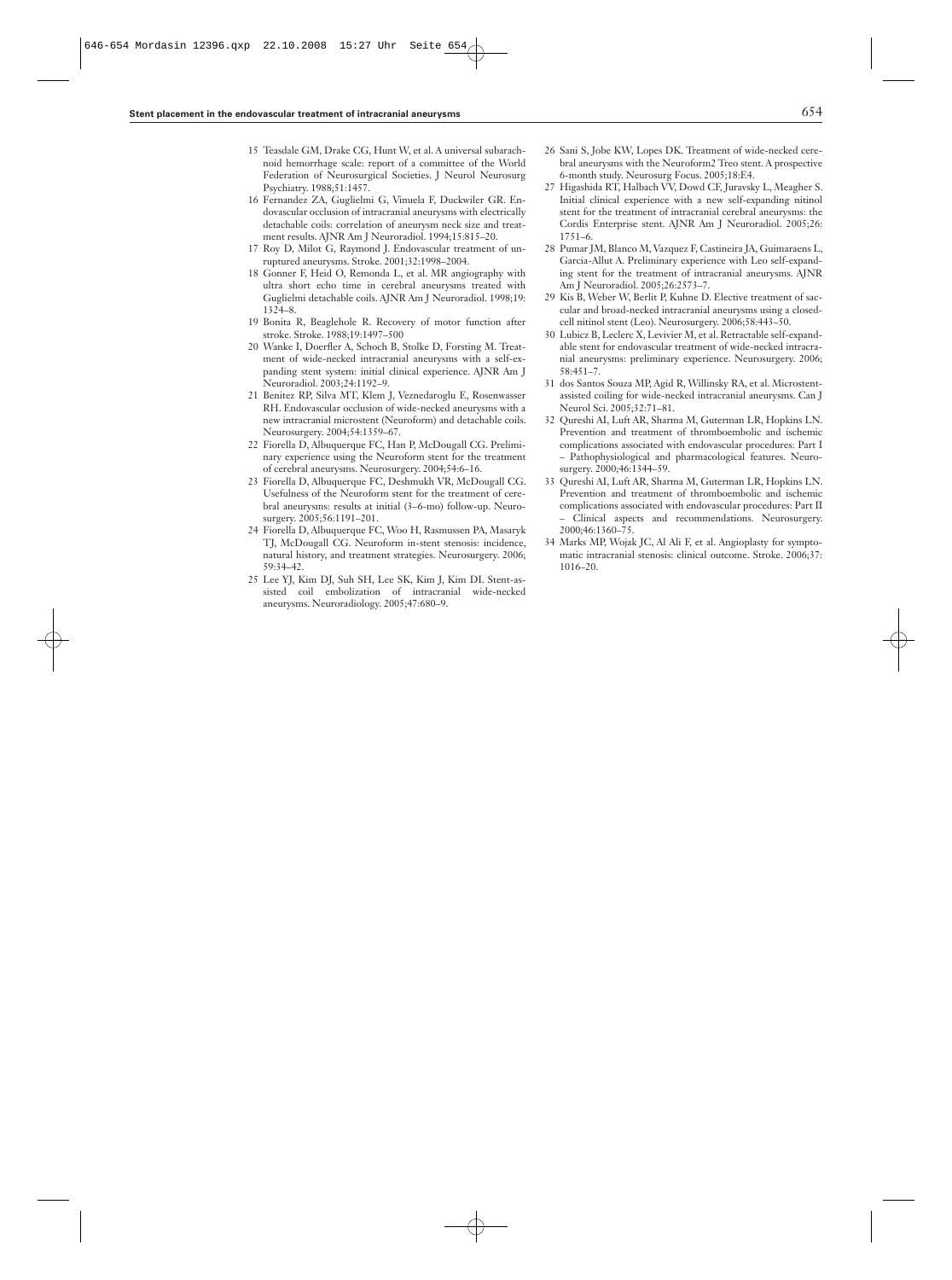15 Teasdale GM, Drake CG, Hunt W, et al. A universal subarachnoid hemorrhage scale: report of a committee of the World Federation of Neurosurgical Societies. J Neurol Neurosurg Psychiatry. 1988;51:1457.

16 Fernandez ZA, Guglielmi G, Vinuela F, Duckwiler GR. Endovascular occlusion of intracranial aneurysms with electrically detachable coils: correlation of aneurysm neck size and treatment results. AJNR Am J Neuroradiol. 1994;15:815–20.

17 Roy D, Milot G, Raymond J. Endovascular treatment of unruptured aneurysms. Stroke. 2001;32:1998–2004.

18 Gonner F, Heid O, Remonda L, et al. MR angiography with ultra short echo time in cerebral aneurysms treated with Guglielmi detachable coils. AJNR Am J Neuroradiol. 1998;19:1324–8.

19 Bonita R, Beaglehole R. Recovery of motor function after stroke. Stroke. 1988;19:1497–500

20 Wanke I, Doerfler A, Schoch B, Stolke D, Forsting M. Treatment of wide-necked intracranial aneurysms with a self-expanding stent system: initial clinical experience. AJNR Am J Neuroradiol. 2003;24:1192–9.

21 Benitez RP, Silva MT, Klem J, Veznedaroglu E, Rosenwasser RH. Endovascular occlusion of wide-necked aneurysms with a new intracranial microstent (Neuroform) and detachable coils. Neurosurgery. 2004;54:1359–67.

22 Fiorella D, Albuquerque FC, Han P, McDougall CG. Preliminary experience using the Neuroform stent for the treatment of cerebral aneurysms. Neurosurgery. 2004;54:6–16.

23 Fiorella D, Albuquerque FC, Deshmukh VR, McDougall CG. Usefulness of the Neuroform stent for the treatment of cerebral aneurysms: results at initial (3–6-mo) follow-up. Neurosurgery. 2005;56:1191–201.

24 Fiorella D, Albuquerque FC, Woo H, Rasmussen PA, Masaryk TJ, McDougall CG. Neuroform in-stent stenosis: incidence, natural history, and treatment strategies. Neurosurgery. 2006;59:34–42.

25 Lee YJ, Kim DJ, Suh SH, Lee SK, Kim J, Kim DI. Stent-assisted coil embolization of intracranial wide-necked aneurysms. Neuroradiology. 2005;47:680–9.

26 Sani S, Jobe KW, Lopes DK. Treatment of wide-necked cerebral aneurysms with the Neuroform2 Treo stent. A prospective 6-month study. Neurosurg Focus. 2005;18:E4.

27 Higashida RT, Halbach VV, Dowd CF, Juravsky L, Meagher S. Initial clinical experience with a new self-expanding nitinol stent for the treatment of intracranial cerebral aneurysms: the Cordis Enterprise stent. AJNR Am J Neuroradiol. 2005;26:1751–6.

28 Pumar JM, Blanco M, Vazquez F, Castineira JA, Guimaraens L, Garcia-Allut A. Preliminary experience with Leo self-expanding stent for the treatment of intracranial aneurysms. AJNR Am J Neuroradiol. 2005;26:2573–7.

29 Kis B, Weber W, Berlit P, Kuhne D. Elective treatment of saccular and broad-necked intracranial aneurysms using a closed-cell nitinol stent (Leo). Neurosurgery. 2006;58:443–50.

30 Lubicz B, Leclerc X, Levivier M, et al. Retractable self-expandable stent for endovascular treatment of wide-necked intracranial aneurysms: preliminary experience. Neurosurgery. 2006;58:451–7.

31 dos Santos Souza MP, Agid R, Willinsky RA, et al. Microstent-assisted coiling for wide-necked intracranial aneurysms. Can J Neurol Sci. 2005;32:71–81.

32 Qureshi AI, Luft AR, Sharma M, Guterman LR, Hopkins LN. Prevention and treatment of thromboembolic and ischemic complications associated with endovascular procedures: Part I – Pathophysiological and pharmacological features. Neurosurgery. 2000;46:1344–59.

33 Qureshi AI, Luft AR, Sharma M, Guterman LR, Hopkins LN. Prevention and treatment of thromboembolic and ischemic complications associated with endovascular procedures: Part II – Clinical aspects and recommendations. Neurosurgery. 2000;46:1360–75.

34 Marks MP, Wojak JC, Al Ali F, et al. Angioplasty for symptomatic intracranial stenosis: clinical outcome. Stroke. 2006;37:1016–20.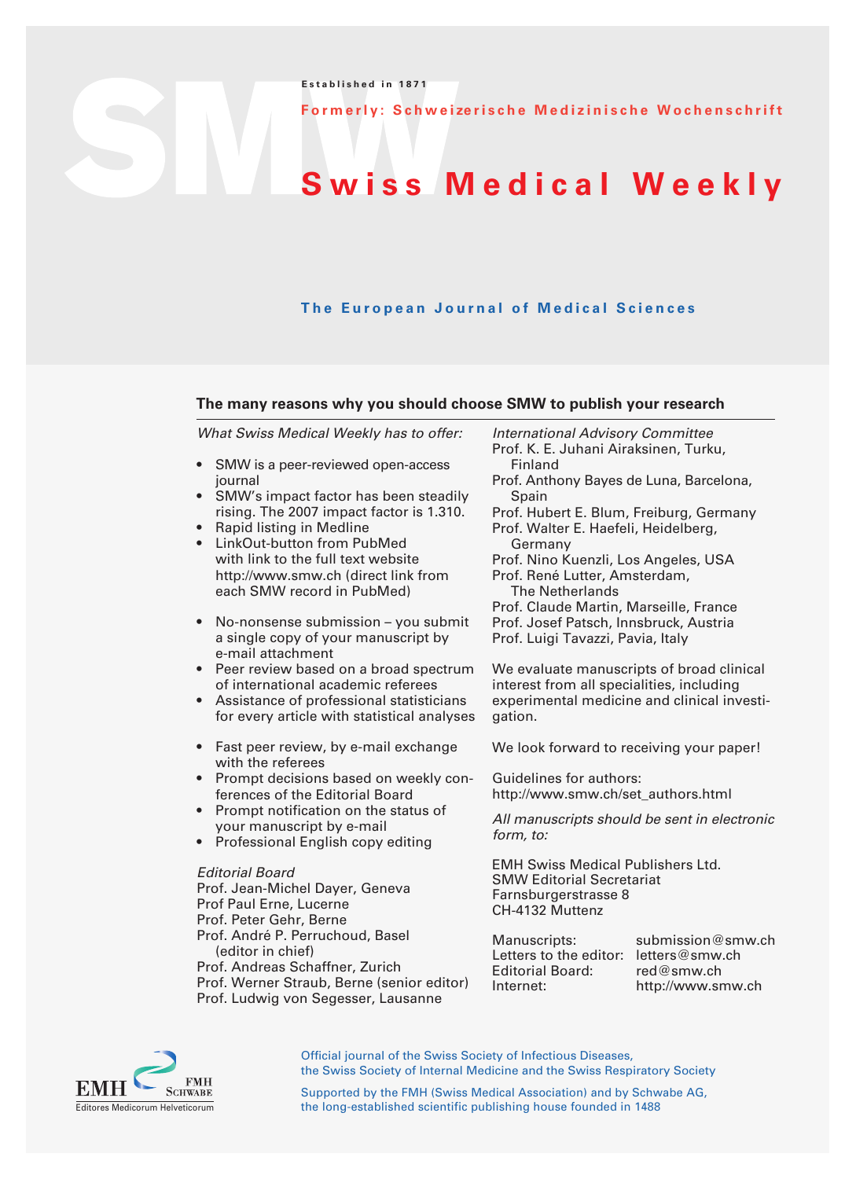Established in 1871

Formerly: Schweizerische Medizinische Wochenschrift

# Swiss Medical Weekly

The European Journal of Medical Sciences

## The many reasons why you should choose SMW to publish your research

*What Swiss Medical Weekly has to offer:*

- SMW is a peer-reviewed open-access journal
- SMW's impact factor has been steadily rising. The 2007 impact factor is 1.310.
- Rapid listing in Medline
- LinkOut-button from PubMed with link to the full text website http://www.smw.ch (direct link from each SMW record in PubMed)

- No-nonsense submission – you submit a single copy of your manuscript by e-mail attachment
- Peer review based on a broad spectrum of international academic referees
- Assistance of professional statisticians for every article with statistical analyses

- Fast peer review, by e-mail exchange with the referees
- Prompt decisions based on weekly conferences of the Editorial Board
- Prompt notification on the status of your manuscript by e-mail
- Professional English copy editing

*Editorial Board*

Prof. Jean-Michel Dayer, Geneva
Prof Paul Erne, Lucerne
Prof. Peter Gehr, Berne
Prof. André P. Perruchoud, Basel (editor in chief)
Prof. Andreas Schaffner, Zurich
Prof. Werner Straub, Berne (senior editor)
Prof. Ludwig von Segesser, Lausanne

*International Advisory Committee*

Prof. K. E. Juhani Airaksinen, Turku, Finland
Prof. Anthony Bayes de Luna, Barcelona, Spain
Prof. Hubert E. Blum, Freiburg, Germany
Prof. Walter E. Haefeli, Heidelberg, Germany
Prof. Nino Kuenzli, Los Angeles, USA
Prof. René Lutter, Amsterdam, The Netherlands
Prof. Claude Martin, Marseille, France
Prof. Josef Patsch, Innsbruck, Austria
Prof. Luigi Tavazzi, Pavia, Italy

We evaluate manuscripts of broad clinical interest from all specialities, including experimental medicine and clinical investigation.

We look forward to receiving your paper!

Guidelines for authors:
http://www.smw.ch/set_authors.html

*All manuscripts should be sent in electronic form, to:*

EMH Swiss Medical Publishers Ltd.
SMW Editorial Secretariat
Farnsburgerstrasse 8
CH-4132 Muttenz

| | |
|---|---|
| Manuscripts: | submission@smw.ch |
| Letters to the editor: | letters@smw.ch |
| Editorial Board: | red@smw.ch |
| Internet: | http://www.smw.ch |

EMH FMH Schwabe
Editores Medicorum Helveticorum

Official journal of the Swiss Society of Infectious Diseases, the Swiss Society of Internal Medicine and the Swiss Respiratory Society

Supported by the FMH (Swiss Medical Association) and by Schwabe AG, the long-established scientific publishing house founded in 1488